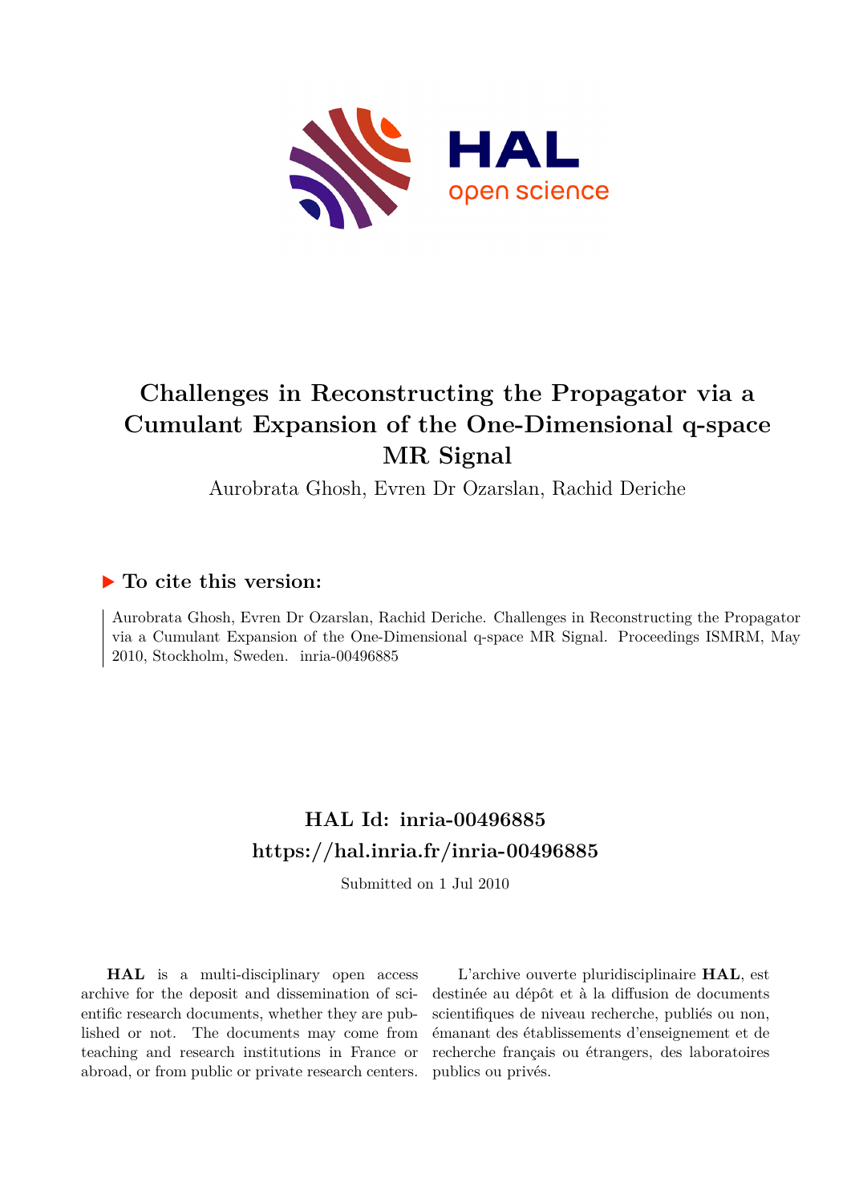# Challenges in Reconstructing the Propagator via a Cumulant Expansion of the One-Dimensional q-space MR Signal

Aurobrata Ghosh, Evren Dr Ozarslan, Rachid Deriche

### To cite this version:

Aurobrata Ghosh, Evren Dr Ozarslan, Rachid Deriche. Challenges in Reconstructing the Propagator via a Cumulant Expansion of the One-Dimensional q-space MR Signal. Proceedings ISMRM, May 2010, Stockholm, Sweden. inria-00496885

## HAL Id: inria-00496885
## https://hal.inria.fr/inria-00496885

Submitted on 1 Jul 2010

**HAL** is a multi-disciplinary open access archive for the deposit and dissemination of scientific research documents, whether they are published or not. The documents may come from teaching and research institutions in France or abroad, or from public or private research centers.

L'archive ouverte pluridisciplinaire **HAL**, est destinée au dépôt et à la diffusion de documents scientifiques de niveau recherche, publiés ou non, émanant des établissements d'enseignement et de recherche français ou étrangers, des laboratoires publics ou privés.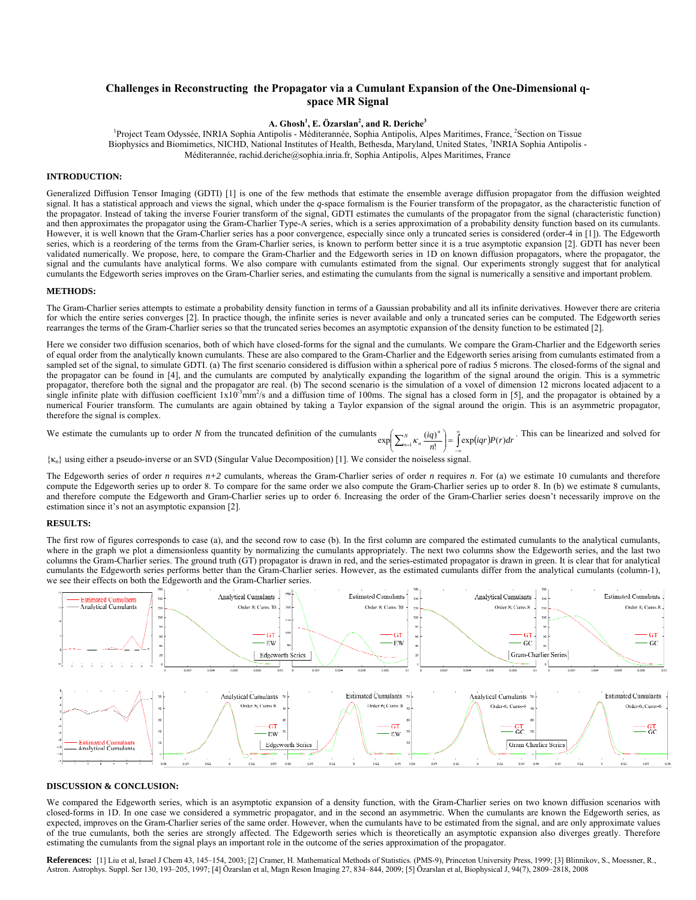# Challenges in Reconstructing the Propagator via a Cumulant Expansion of the One-Dimensional q-space MR Signal

**A. Ghosh[1], E. Özarslan[2], and R. Deriche[3]**

[1]Project Team Odyssée, INRIA Sophia Antipolis - Méditerannée, Sophia Antipolis, Alpes Maritimes, France, [2]Section on Tissue Biophysics and Biomimetics, NICHD, National Institutes of Health, Bethesda, Maryland, United States, [3]INRIA Sophia Antipolis - Méditerannée, rachid.deriche@sophia.inria.fr, Sophia Antipolis, Alpes Maritimes, France

## INTRODUCTION:

Generalized Diffusion Tensor Imaging (GDTI) [1] is one of the few methods that estimate the ensemble average diffusion propagator from the diffusion weighted signal. It has a statistical approach and views the signal, which under the *q*-space formalism is the Fourier transform of the propagator, as the characteristic function of the propagator. Instead of taking the inverse Fourier transform of the signal, GDTI estimates the cumulants of the propagator from the signal (characteristic function) and then approximates the propagator using the Gram-Charlier Type-A series, which is a series approximation of a probability density function based on its cumulants. However, it is well known that the Gram-Charlier series has a poor convergence, especially since only a truncated series is considered (order-4 in [1]). The Edgeworth series, which is a reordering of the terms from the Gram-Charlier series, is known to perform better since it is a true asymptotic expansion [2]. GDTI has never been validated numerically. We propose, here, to compare the Gram-Charlier and the Edgeworth series in 1D on known diffusion propagators, where the propagator, the signal and the cumulants have analytical forms. We also compare with cumulants estimated from the signal. Our experiments strongly suggest that for analytical cumulants the Edgeworth series improves on the Gram-Charlier series, and estimating the cumulants from the signal is numerically a sensitive and important problem.

## METHODS:

The Gram-Charlier series attempts to estimate a probability density function in terms of a Gaussian probability and all its infinite derivatives. However there are criteria for which the entire series converges [2]. In practice though, the infinite series is never available and only a truncated series can be computed. The Edgeworth series rearranges the terms of the Gram-Charlier series so that the truncated series becomes an asymptotic expansion of the density function to be estimated [2].

Here we consider two diffusion scenarios, both of which have closed-forms for the signal and the cumulants. We compare the Gram-Charlier and the Edgeworth series of equal order from the analytically known cumulants. These are also compared to the Gram-Charlier and the Edgeworth series arising from cumulants estimated from a sampled set of the signal, to simulate GDTI. (a) The first scenario considered is diffusion within a spherical pore of radius 5 microns. The closed-forms of the signal and the propagator can be found in [4], and the cumulants are computed by analytically expanding the logarithm of the signal around the origin. This is a symmetric propagator, therefore both the signal and the propagator are real. (b) The second scenario is the simulation of a voxel of dimension 12 microns located adjacent to a single infinite plate with diffusion coefficient $1\text{x}10^{-3}\text{mm}^2/\text{s}$ and a diffusion time of 100ms. The signal has a closed form in [5], and the propagator is obtained by a numerical Fourier transform. The cumulants are again obtained by taking a Taylor expansion of the signal around the origin. This is an asymmetric propagator, therefore the signal is complex.

We estimate the cumulants up to order *N* from the truncated definition of the cumulants $\exp\left(\sum_{n=1}^{N}\kappa_n\frac{(iq)^n}{n!}\right)=\int_{-\infty}^{\infty}\exp(iqr)P(r)dr$. This can be linearized and solved for $\{\kappa_n\}$ using either a pseudo-inverse or an SVD (Singular Value Decomposition) [1]. We consider the noiseless signal.

The Edgeworth series of order *n* requires *n+2* cumulants, whereas the Gram-Charlier series of order *n* requires *n*. For (a) we estimate 10 cumulants and therefore compute the Edgeworth series up to order 8. To compare for the same order we also compute the Gram-Charlier series up to order 8. In (b) we estimate 8 cumulants, and therefore compute the Edgeworth and Gram-Charlier series up to order 6. Increasing the order of the Gram-Charlier series doesn't necessarily improve on the estimation since it's not an asymptotic expansion [2].

## RESULTS:

The first row of figures corresponds to case (a), and the second row to case (b). In the first column are compared the estimated cumulants to the analytical cumulants, where in the graph we plot a dimensionless quantity by normalizing the cumulants appropriately. The next two columns show the Edgeworth series, and the last two columns the Gram-Charlier series. The ground truth (GT) propagator is drawn in red, and the series-estimated propagator is drawn in green. It is clear that for analytical cumulants the Edgeworth series performs better than the Gram-Charlier series. However, as the estimated cumulants differ from the analytical cumulants (column-1), we see their effects on both the Edgeworth and the Gram-Charlier series.

Estimated Cumulants
Analytical Cumulants

Analytical Cumulants
Order 8; Cums 10
GT
EW

Estimated Cumulants
Order 8; Cums 10
GT
EW

Edgeworth Series

Analytical Cumulants
Order 8; Cums 8
GT
GC

Estimated Cumulants
Order 8; Cums 8
GT
GC

Gram-Charlier Series

Estimated Cumulants
Analytical Cumulants

Analytical Cumulants
Order 6; Cums 8
GT
EW

Estimated Cumulants
Order 6; Cums 8
GT
EW

Edgeworth Series

Analytical Cumulants
Order-6; Cums-6
GT
GC

Estimated Cumulants
Order-6; Cums-6
GT
GC

Gram Charlier Series

## DISCUSSION & CONCLUSION:

We compared the Edgeworth series, which is an asymptotic expansion of a density function, with the Gram-Charlier series on two known diffusion scenarios with closed-forms in 1D. In one case we considered a symmetric propagator, and in the second an asymmetric. When the cumulants are known the Edgeworth series, as expected, improves on the Gram-Charlier series of the same order. However, when the cumulants have to be estimated from the signal, and are only approximate values of the true cumulants, both the series are strongly affected. The Edgeworth series which is theoretically an asymptotic expansion also diverges greatly. Therefore estimating the cumulants from the signal plays an important role in the outcome of the series approximation of the propagator.

**References:** [1] Liu et al, Israel J Chem 43, 145–154, 2003; [2] Cramer, H. Mathematical Methods of Statistics. (PMS-9), Princeton University Press, 1999; [3] Blinnikov, S., Moessner, R., Astron. Astrophys. Suppl. Ser 130, 193–205, 1997; [4] Özarslan et al, Magn Reson Imaging 27, 834–844, 2009; [5] Özarslan et al, Biophysical J, 94(7), 2809–2818, 2008